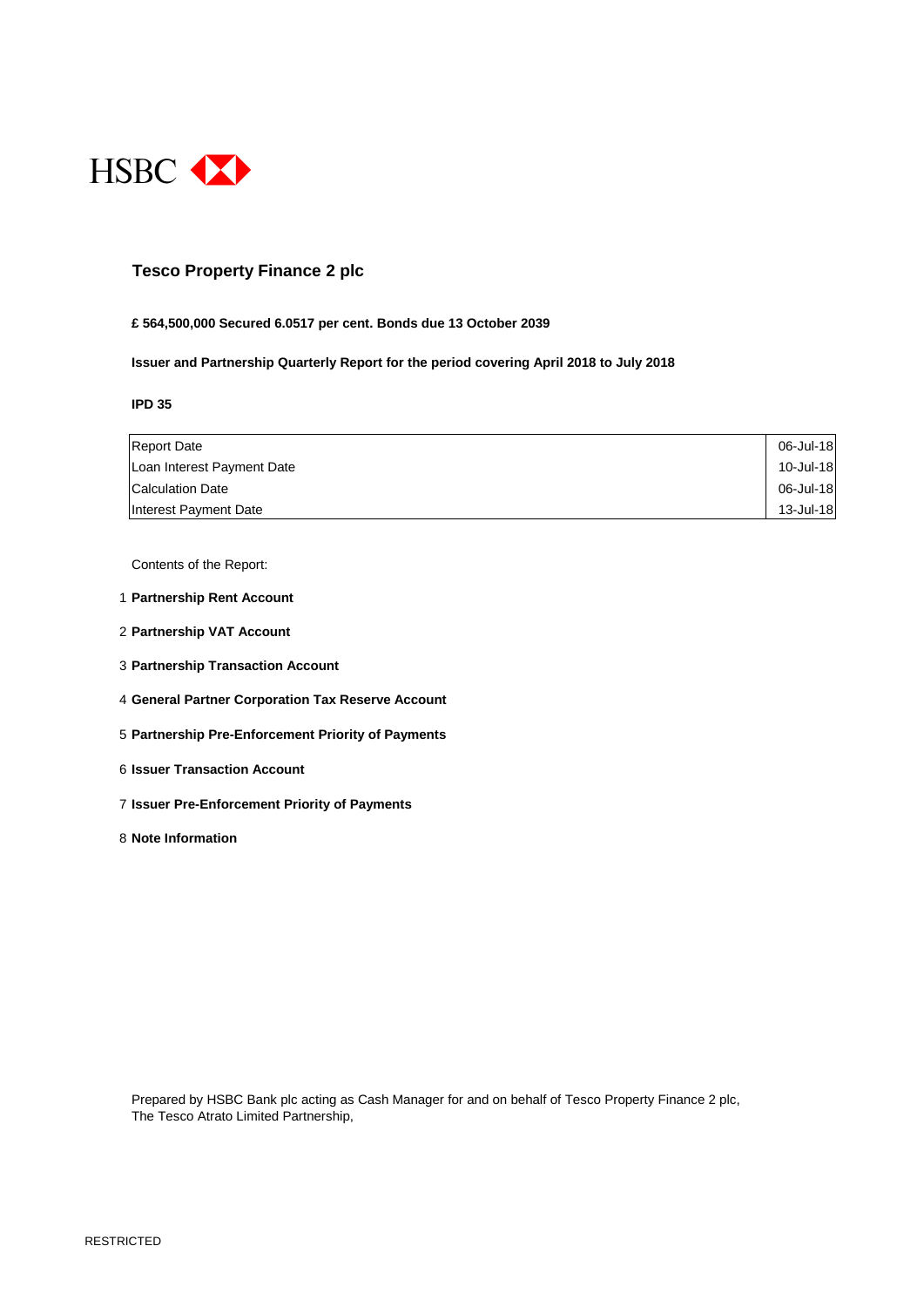HSBC

# Tesco Property Finance 2 plc

**£ 564,500,000 Secured 6.0517 per cent. Bonds due 13 October 2039**

**Issuer and Partnership Quarterly Report for the period covering April 2018 to July 2018**

**IPD 35**

| | |
|---|---|
| Report Date | 06-Jul-18 |
| Loan Interest Payment Date | 10-Jul-18 |
| Calculation Date | 06-Jul-18 |
| Interest Payment Date | 13-Jul-18 |

Contents of the Report:

1. **Partnership Rent Account**
2. **Partnership VAT Account**
3. **Partnership Transaction Account**
4. **General Partner Corporation Tax Reserve Account**
5. **Partnership Pre-Enforcement Priority of Payments**
6. **Issuer Transaction Account**
7. **Issuer Pre-Enforcement Priority of Payments**
8. **Note Information**

Prepared by HSBC Bank plc acting as Cash Manager for and on behalf of Tesco Property Finance 2 plc,
The Tesco Atrato Limited Partnership,

RESTRICTED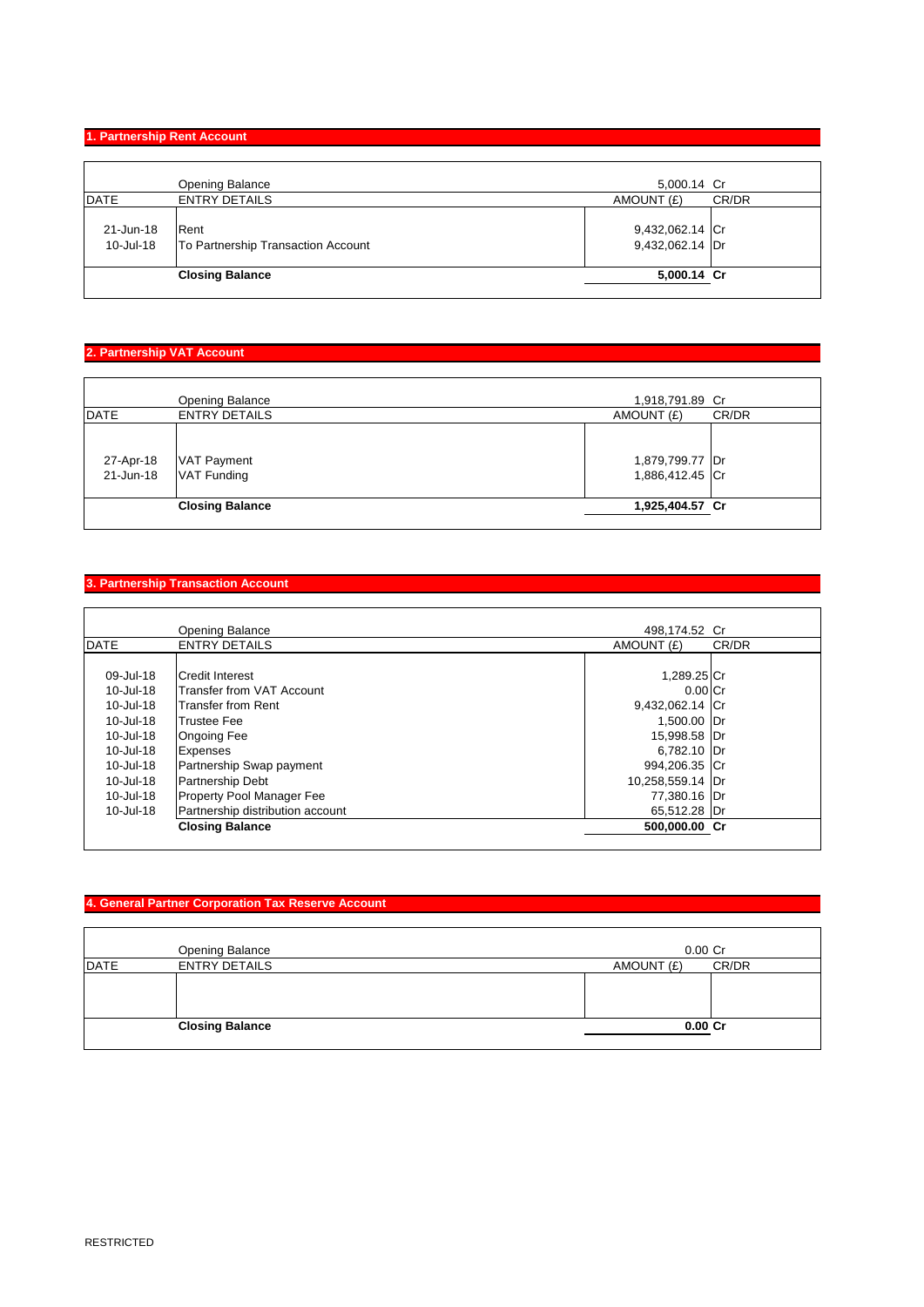## 1. Partnership Rent Account

| DATE | ENTRY DETAILS | AMOUNT (£) | CR/DR |
|---|---|---|---|
| | Opening Balance | 5,000.14 | Cr |
| 21-Jun-18 | Rent | 9,432,062.14 | Cr |
| 10-Jul-18 | To Partnership Transaction Account | 9,432,062.14 | Dr |
| | **Closing Balance** | **5,000.14** | **Cr** |

## 2. Partnership VAT Account

| DATE | ENTRY DETAILS | AMOUNT (£) | CR/DR |
|---|---|---|---|
| | Opening Balance | 1,918,791.89 | Cr |
| 27-Apr-18 | VAT Payment | 1,879,799.77 | Dr |
| 21-Jun-18 | VAT Funding | 1,886,412.45 | Cr |
| | **Closing Balance** | **1,925,404.57** | **Cr** |

## 3. Partnership Transaction Account

| DATE | ENTRY DETAILS | AMOUNT (£) | CR/DR |
|---|---|---|---|
| | Opening Balance | 498,174.52 | Cr |
| 09-Jul-18 | Credit Interest | 1,289.25 | Cr |
| 10-Jul-18 | Transfer from VAT Account | 0.00 | Cr |
| 10-Jul-18 | Transfer from Rent | 9,432,062.14 | Cr |
| 10-Jul-18 | Trustee Fee | 1,500.00 | Dr |
| 10-Jul-18 | Ongoing Fee | 15,998.58 | Dr |
| 10-Jul-18 | Expenses | 6,782.10 | Dr |
| 10-Jul-18 | Partnership Swap payment | 994,206.35 | Cr |
| 10-Jul-18 | Partnership Debt | 10,258,559.14 | Dr |
| 10-Jul-18 | Property Pool Manager Fee | 77,380.16 | Dr |
| 10-Jul-18 | Partnership distribution account | 65,512.28 | Dr |
| | **Closing Balance** | **500,000.00** | **Cr** |

## 4. General Partner Corporation Tax Reserve Account

| DATE | ENTRY DETAILS | AMOUNT (£) | CR/DR |
|---|---|---|---|
| | Opening Balance | 0.00 | Cr |
| | **Closing Balance** | **0.00** | **Cr** |

RESTRICTED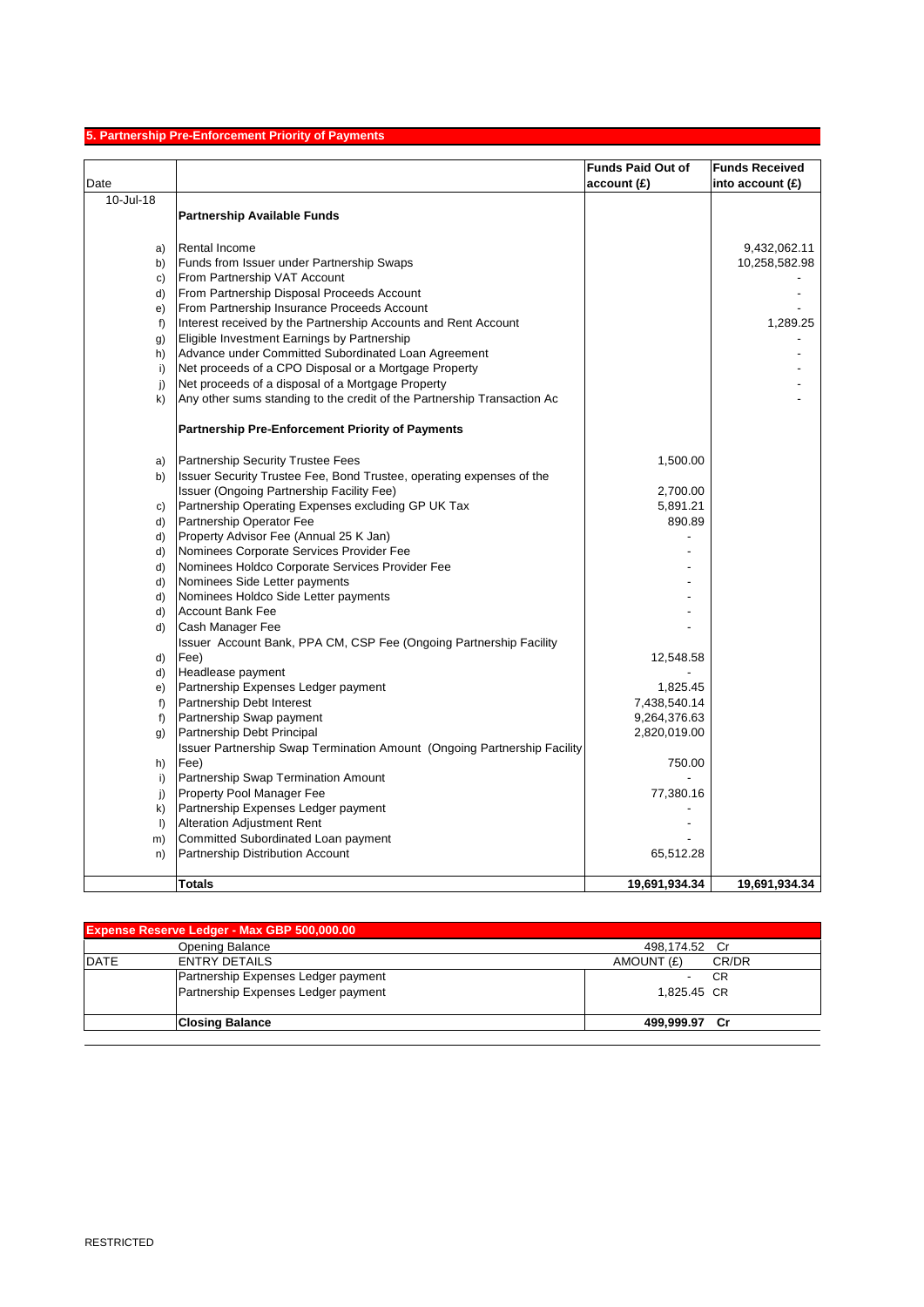## 5. Partnership Pre-Enforcement Priority of Payments

| Date | | Funds Paid Out of account (£) | Funds Received into account (£) |
|---|---|---|---|
| 10-Jul-18 | | | |
| | **Partnership Available Funds** | | |
| a) | Rental Income | | 9,432,062.11 |
| b) | Funds from Issuer under Partnership Swaps | | 10,258,582.98 |
| c) | From Partnership VAT Account | | - |
| d) | From Partnership Disposal Proceeds Account | | - |
| e) | From Partnership Insurance Proceeds Account | | - |
| f) | Interest received by the Partnership Accounts and Rent Account | | 1,289.25 |
| g) | Eligible Investment Earnings by Partnership | | - |
| h) | Advance under Committed Subordinated Loan Agreement | | - |
| i) | Net proceeds of a CPO Disposal or a Mortgage Property | | - |
| j) | Net proceeds of a disposal of a Mortgage Property | | - |
| k) | Any other sums standing to the credit of the Partnership Transaction Ac | | - |
| | **Partnership Pre-Enforcement Priority of Payments** | | |
| a) | Partnership Security Trustee Fees | 1,500.00 | |
| b) | Issuer Security Trustee Fee, Bond Trustee, operating expenses of the Issuer (Ongoing Partnership Facility Fee) | 2,700.00 | |
| c) | Partnership Operating Expenses excluding GP UK Tax | 5,891.21 | |
| d) | Partnership Operator Fee | 890.89 | |
| d) | Property Advisor Fee (Annual 25 K Jan) | - | |
| d) | Nominees Corporate Services Provider Fee | - | |
| d) | Nominees Holdco Corporate Services Provider Fee | - | |
| d) | Nominees Side Letter payments | - | |
| d) | Nominees Holdco Side Letter payments | - | |
| d) | Account Bank Fee | - | |
| d) | Cash Manager Fee | - | |
| d) | Issuer Account Bank, PPA CM, CSP Fee (Ongoing Partnership Facility Fee) | 12,548.58 | |
| d) | Headlease payment | - | |
| e) | Partnership Expenses Ledger payment | 1,825.45 | |
| f) | Partnership Debt Interest | 7,438,540.14 | |
| f) | Partnership Swap payment | 9,264,376.63 | |
| g) | Partnership Debt Principal | 2,820,019.00 | |
| h) | Issuer Partnership Swap Termination Amount (Ongoing Partnership Facility Fee) | 750.00 | |
| i) | Partnership Swap Termination Amount | - | |
| j) | Property Pool Manager Fee | 77,380.16 | |
| k) | Partnership Expenses Ledger payment | - | |
| l) | Alteration Adjustment Rent | - | |
| m) | Committed Subordinated Loan payment | - | |
| n) | Partnership Distribution Account | 65,512.28 | |
| | **Totals** | **19,691,934.34** | **19,691,934.34** |

| Expense Reserve Ledger - Max GBP 500,000.00 | | | |
|---|---|---|---|
| | Opening Balance | 498,174.52 | Cr |
| DATE | ENTRY DETAILS | AMOUNT (£) | CR/DR |
| | Partnership Expenses Ledger payment | - | CR |
| | Partnership Expenses Ledger payment | 1,825.45 | CR |
| | **Closing Balance** | **499,999.97** | **Cr** |

RESTRICTED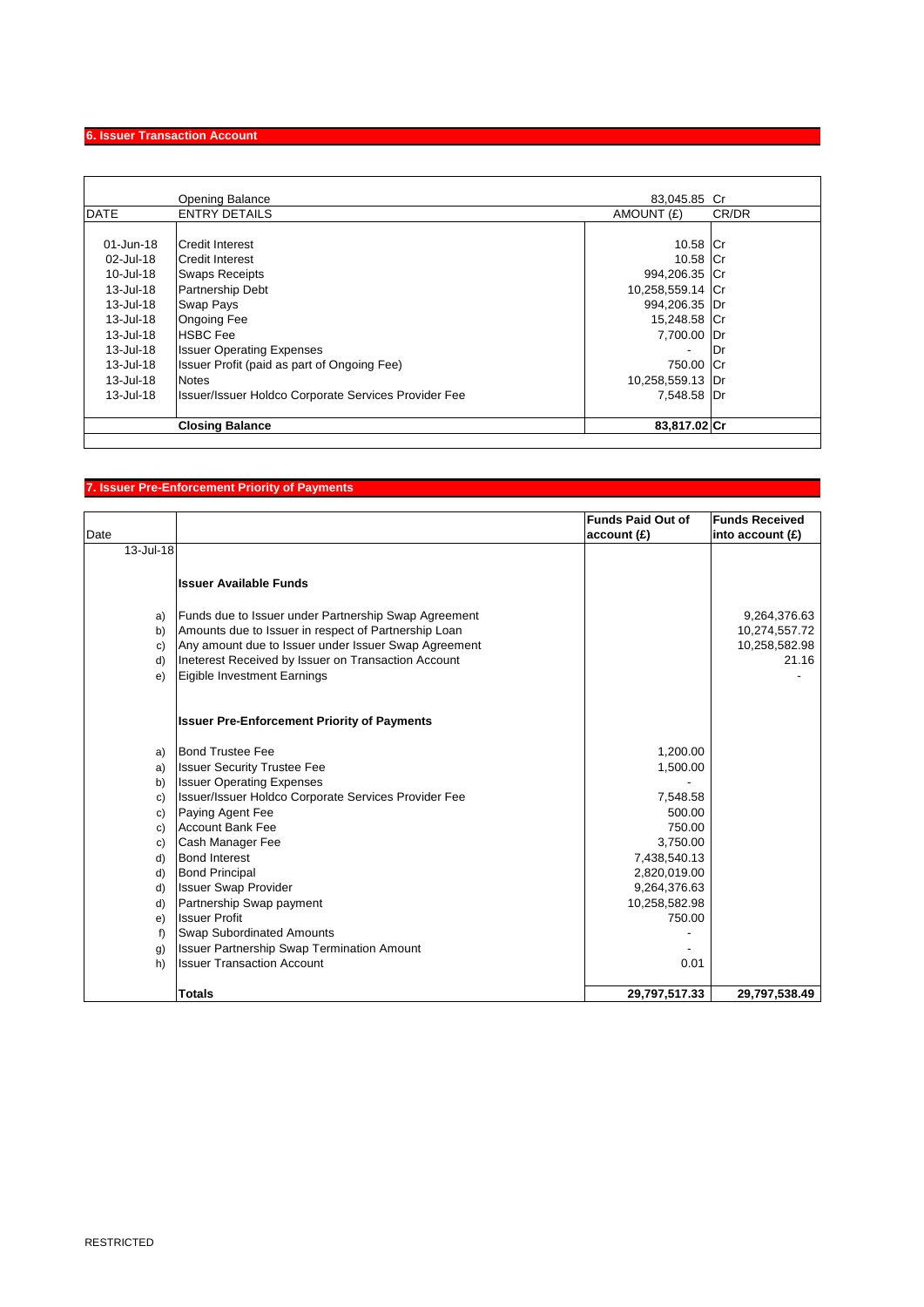## 6. Issuer Transaction Account

| DATE | ENTRY DETAILS | AMOUNT (£) | CR/DR |
|---|---|---|---|
| | Opening Balance | 83,045.85 | Cr |
| 01-Jun-18 | Credit Interest | 10.58 | Cr |
| 02-Jul-18 | Credit Interest | 10.58 | Cr |
| 10-Jul-18 | Swaps Receipts | 994,206.35 | Cr |
| 13-Jul-18 | Partnership Debt | 10,258,559.14 | Cr |
| 13-Jul-18 | Swap Pays | 994,206.35 | Dr |
| 13-Jul-18 | Ongoing Fee | 15,248.58 | Cr |
| 13-Jul-18 | HSBC Fee | 7,700.00 | Dr |
| 13-Jul-18 | Issuer Operating Expenses | - | Dr |
| 13-Jul-18 | Issuer Profit (paid as part of Ongoing Fee) | 750.00 | Cr |
| 13-Jul-18 | Notes | 10,258,559.13 | Dr |
| 13-Jul-18 | Issuer/Issuer Holdco Corporate Services Provider Fee | 7,548.58 | Dr |
| | **Closing Balance** | **83,817.02** | **Cr** |

## 7. Issuer Pre-Enforcement Priority of Payments

| Date | | Funds Paid Out of account (£) | Funds Received into account (£) |
|---|---|---|---|
| 13-Jul-18 | | | |
| | **Issuer Available Funds** | | |
| a) | Funds due to Issuer under Partnership Swap Agreement | | 9,264,376.63 |
| b) | Amounts due to Issuer in respect of Partnership Loan | | 10,274,557.72 |
| c) | Any amount due to Issuer under Issuer Swap Agreement | | 10,258,582.98 |
| d) | Ineterest Received by Issuer on Transaction Account | | 21.16 |
| e) | Eigible Investment Earnings | | - |
| | **Issuer Pre-Enforcement Priority of Payments** | | |
| a) | Bond Trustee Fee | 1,200.00 | |
| a) | Issuer Security Trustee Fee | 1,500.00 | |
| b) | Issuer Operating Expenses | - | |
| c) | Issuer/Issuer Holdco Corporate Services Provider Fee | 7,548.58 | |
| c) | Paying Agent Fee | 500.00 | |
| c) | Account Bank Fee | 750.00 | |
| c) | Cash Manager Fee | 3,750.00 | |
| d) | Bond Interest | 7,438,540.13 | |
| d) | Bond Principal | 2,820,019.00 | |
| d) | Issuer Swap Provider | 9,264,376.63 | |
| d) | Partnership Swap payment | 10,258,582.98 | |
| e) | Issuer Profit | 750.00 | |
| f) | Swap Subordinated Amounts | - | |
| g) | Issuer Partnership Swap Termination Amount | - | |
| h) | Issuer Transaction Account | 0.01 | |
| | **Totals** | **29,797,517.33** | **29,797,538.49** |

RESTRICTED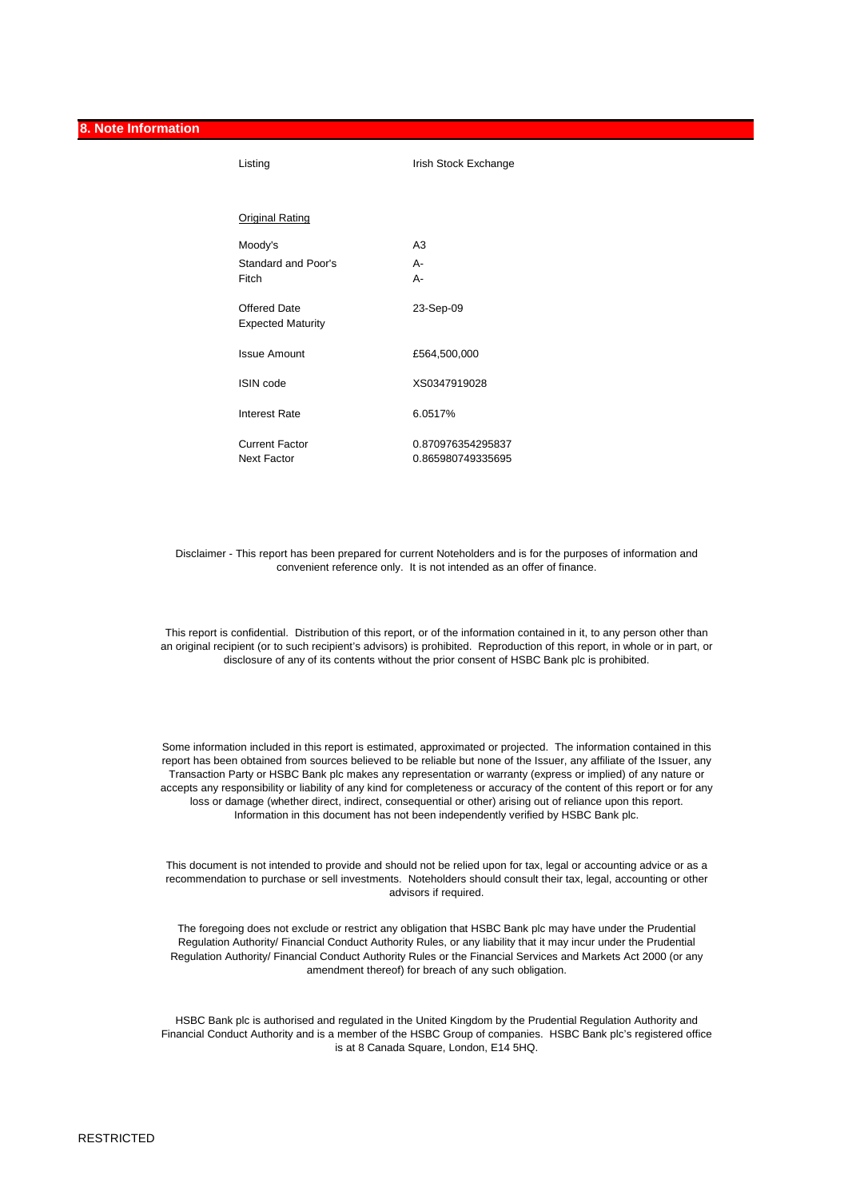## 8. Note Information

| | |
|---|---|
| Listing | Irish Stock Exchange |
| <u>Original Rating</u> | |
| Moody's | A3 |
| Standard and Poor's | A- |
| Fitch | A- |
| Offered Date | 23-Sep-09 |
| Expected Maturity | |
| Issue Amount | £564,500,000 |
| ISIN code | XS0347919028 |
| Interest Rate | 6.0517% |
| Current Factor | 0.870976354295837 |
| Next Factor | 0.865980749335695 |

Disclaimer - This report has been prepared for current Noteholders and is for the purposes of information and convenient reference only. It is not intended as an offer of finance.

This report is confidential. Distribution of this report, or of the information contained in it, to any person other than an original recipient (or to such recipient's advisors) is prohibited. Reproduction of this report, in whole or in part, or disclosure of any of its contents without the prior consent of HSBC Bank plc is prohibited.

Some information included in this report is estimated, approximated or projected. The information contained in this report has been obtained from sources believed to be reliable but none of the Issuer, any affiliate of the Issuer, any Transaction Party or HSBC Bank plc makes any representation or warranty (express or implied) of any nature or accepts any responsibility or liability of any kind for completeness or accuracy of the content of this report or for any loss or damage (whether direct, indirect, consequential or other) arising out of reliance upon this report. Information in this document has not been independently verified by HSBC Bank plc.

This document is not intended to provide and should not be relied upon for tax, legal or accounting advice or as a recommendation to purchase or sell investments. Noteholders should consult their tax, legal, accounting or other advisors if required.

The foregoing does not exclude or restrict any obligation that HSBC Bank plc may have under the Prudential Regulation Authority/ Financial Conduct Authority Rules, or any liability that it may incur under the Prudential Regulation Authority/ Financial Conduct Authority Rules or the Financial Services and Markets Act 2000 (or any amendment thereof) for breach of any such obligation.

HSBC Bank plc is authorised and regulated in the United Kingdom by the Prudential Regulation Authority and Financial Conduct Authority and is a member of the HSBC Group of companies. HSBC Bank plc's registered office is at 8 Canada Square, London, E14 5HQ.

RESTRICTED